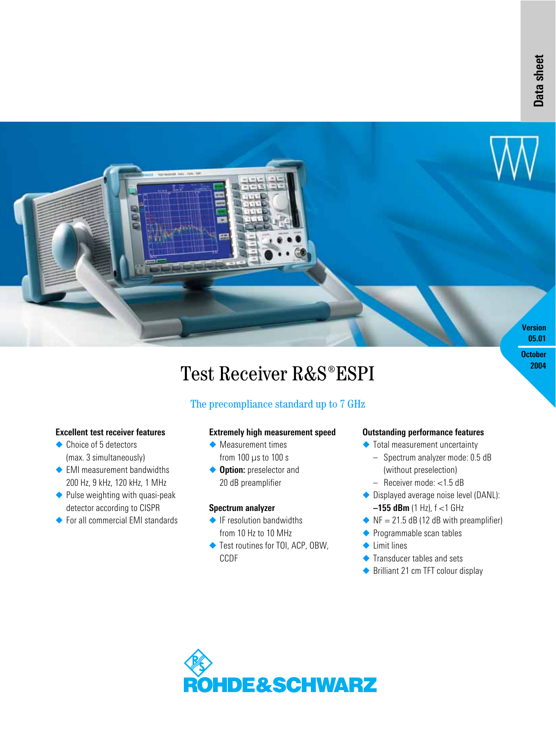Data sheet

Version 05.01

October 2004

# Test Receiver R&S®ESPI

## The precompliance standard up to 7 GHz

### Excellent test receiver features

- Choice of 5 detectors (max. 3 simultaneously)
- EMI measurement bandwidths 200 Hz, 9 kHz, 120 kHz, 1 MHz
- Pulse weighting with quasi-peak detector according to CISPR
- For all commercial EMI standards

### Extremely high measurement speed

- Measurement times from 100 µs to 100 s
- **Option:** preselector and 20 dB preamplifier

### Spectrum analyzer

- IF resolution bandwidths from 10 Hz to 10 MHz
- Test routines for TOI, ACP, OBW, CCDF

### Outstanding performance features

- Total measurement uncertainty
  - Spectrum analyzer mode: 0.5 dB (without preselection)
  - Receiver mode: <1.5 dB
- Displayed average noise level (DANL): **–155 dBm** (1 Hz), f <1 GHz
- NF = 21.5 dB (12 dB with preamplifier)
- Programmable scan tables
- Limit lines
- Transducer tables and sets
- Brilliant 21 cm TFT colour display

ROHDE&SCHWARZ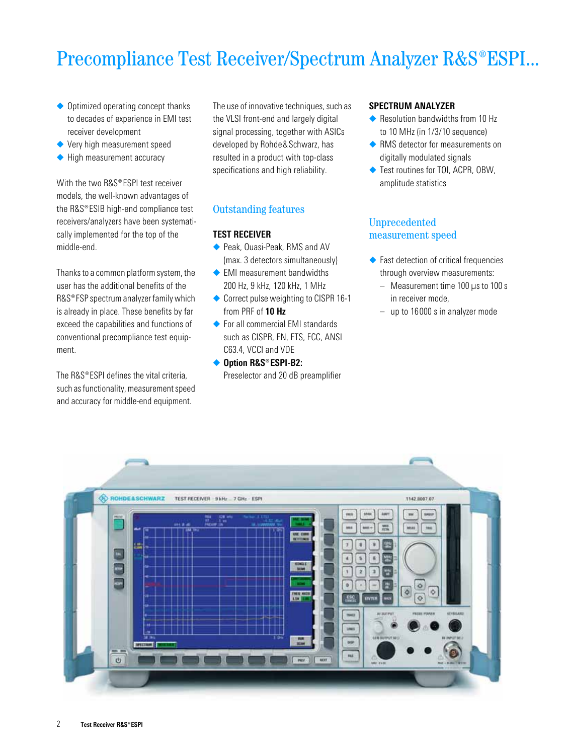# Precompliance Test Receiver/Spectrum Analyzer R&S®ESPI...

- Optimized operating concept thanks to decades of experience in EMI test receiver development
- Very high measurement speed
- High measurement accuracy

With the two R&S®ESPI test receiver models, the well-known advantages of the R&S®ESIB high-end compliance test receivers/analyzers have been systematically implemented for the top of the middle-end.

Thanks to a common platform system, the user has the additional benefits of the R&S®FSP spectrum analyzer family which is already in place. These benefits by far exceed the capabilities and functions of conventional precompliance test equipment.

The R&S®ESPI defines the vital criteria, such as functionality, measurement speed and accuracy for middle-end equipment.

The use of innovative techniques, such as the VLSI front-end and largely digital signal processing, together with ASICs developed by Rohde&Schwarz, has resulted in a product with top-class specifications and high reliability.

## Outstanding features

**TEST RECEIVER**

- Peak, Quasi-Peak, RMS and AV (max. 3 detectors simultaneously)
- EMI measurement bandwidths 200 Hz, 9 kHz, 120 kHz, 1 MHz
- Correct pulse weighting to CISPR 16-1 from PRF of **10 Hz**
- For all commercial EMI standards such as CISPR, EN, ETS, FCC, ANSI C63.4, VCCI and VDE
- **Option R&S®ESPI-B2:** Preselector and 20 dB preamplifier

**SPECTRUM ANALYZER**

- Resolution bandwidths from 10 Hz to 10 MHz (in 1/3/10 sequence)
- RMS detector for measurements on digitally modulated signals
- Test routines for TOI, ACPR, OBW, amplitude statistics

## Unprecedented measurement speed

- Fast detection of critical frequencies through overview measurements:
  - Measurement time 100 µs to 100 s in receiver mode,
  - up to 16000 s in analyzer mode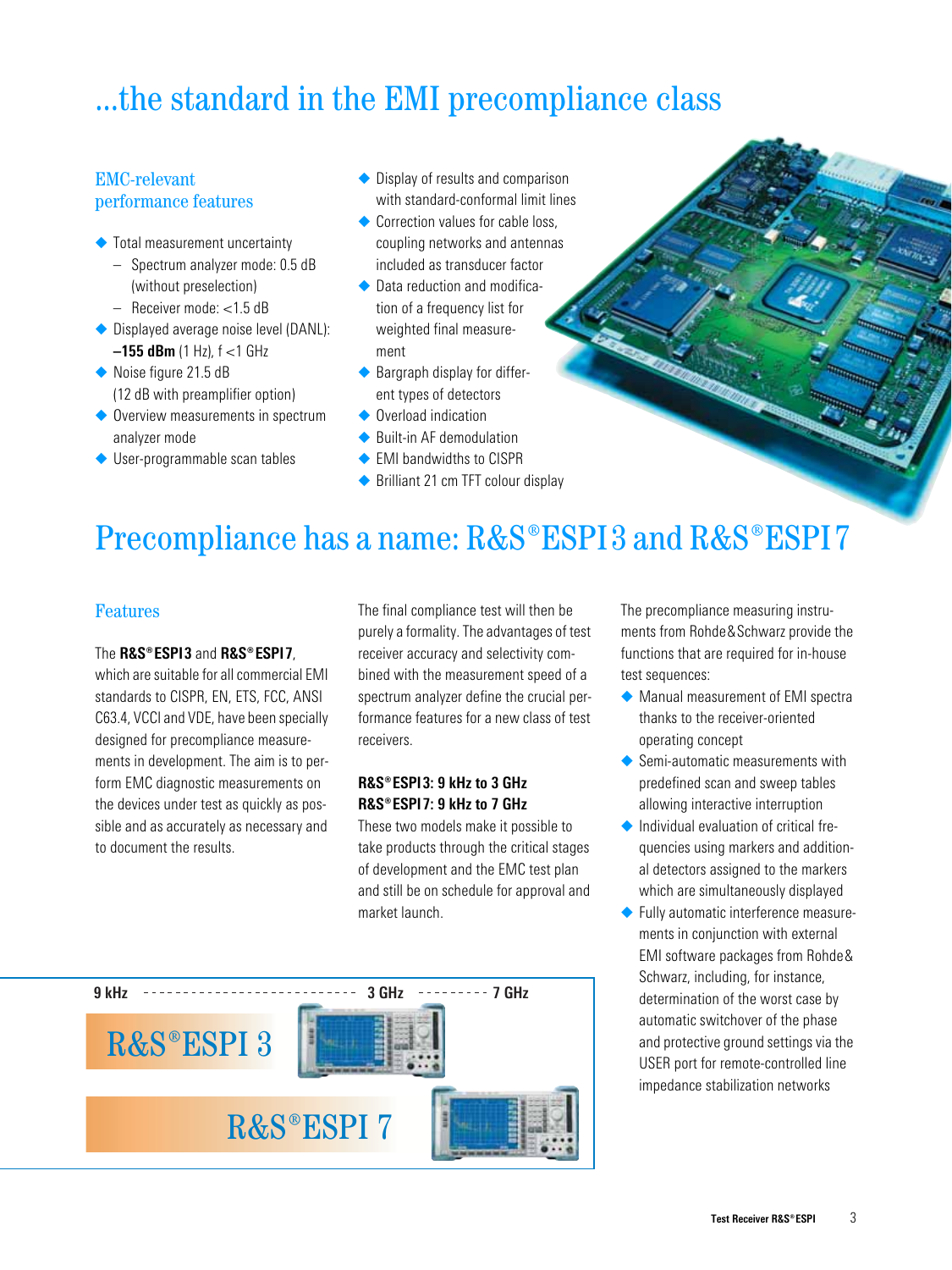# ...the standard in the EMI precompliance class

### EMC-relevant performance features

- Total measurement uncertainty
  - Spectrum analyzer mode: 0.5 dB (without preselection)
  - Receiver mode: <1.5 dB
- Displayed average noise level (DANL): **–155 dBm** (1 Hz), f <1 GHz
- Noise figure 21.5 dB (12 dB with preamplifier option)
- Overview measurements in spectrum analyzer mode
- User-programmable scan tables
- Display of results and comparison with standard-conformal limit lines
- Correction values for cable loss, coupling networks and antennas included as transducer factor
- Data reduction and modification of a frequency list for weighted final measurement
- Bargraph display for different types of detectors
- Overload indication
- Built-in AF demodulation
- EMI bandwidths to CISPR
- Brilliant 21 cm TFT colour display

# Precompliance has a name: R&S®ESPI 3 and R&S®ESPI 7

### Features

The **R&S®ESPI 3** and **R&S®ESPI 7**, which are suitable for all commercial EMI standards to CISPR, EN, ETS, FCC, ANSI C63.4, VCCI and VDE, have been specially designed for precompliance measurements in development. The aim is to perform EMC diagnostic measurements on the devices under test as quickly as possible and as accurately as necessary and to document the results.

The final compliance test will then be purely a formality. The advantages of test receiver accuracy and selectivity combined with the measurement speed of a spectrum analyzer define the crucial performance features for a new class of test receivers.

**R&S®ESPI 3: 9 kHz to 3 GHz**
**R&S®ESPI 7: 9 kHz to 7 GHz**

These two models make it possible to take products through the critical stages of development and the EMC test plan and still be on schedule for approval and market launch.

9 kHz – 3 GHz – 7 GHz

R&S®ESPI 3

R&S®ESPI 7

The precompliance measuring instruments from Rohde&Schwarz provide the functions that are required for in-house test sequences:

- Manual measurement of EMI spectra thanks to the receiver-oriented operating concept
- Semi-automatic measurements with predefined scan and sweep tables allowing interactive interruption
- Individual evaluation of critical frequencies using markers and additional detectors assigned to the markers which are simultaneously displayed
- Fully automatic interference measurements in conjunction with external EMI software packages from Rohde& Schwarz, including, for instance, determination of the worst case by automatic switchover of the phase and protective ground settings via the USER port for remote-controlled line impedance stabilization networks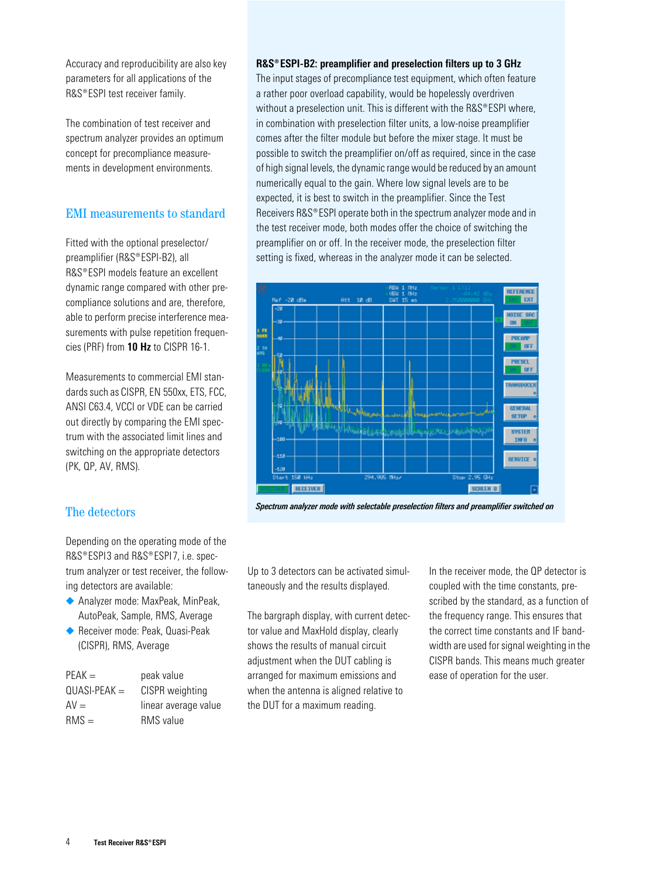Accuracy and reproducibility are also key parameters for all applications of the R&S®ESPI test receiver family.

The combination of test receiver and spectrum analyzer provides an optimum concept for precompliance measurements in development environments.

## EMI measurements to standard

Fitted with the optional preselector/ preamplifier (R&S®ESPI-B2), all R&S®ESPI models feature an excellent dynamic range compared with other precompliance solutions and are, therefore, able to perform precise interference measurements with pulse repetition frequencies (PRF) from **10 Hz** to CISPR 16-1.

Measurements to commercial EMI standards such as CISPR, EN 550xx, ETS, FCC, ANSI C63.4, VCCI or VDE can be carried out directly by comparing the EMI spectrum with the associated limit lines and switching on the appropriate detectors (PK, QP, AV, RMS).

## The detectors

Depending on the operating mode of the R&S®ESPI3 and R&S®ESPI7, i.e. spectrum analyzer or test receiver, the following detectors are available:

- Analyzer mode: MaxPeak, MinPeak, AutoPeak, Sample, RMS, Average
- Receiver mode: Peak, Quasi-Peak (CISPR), RMS, Average

| | |
|---|---|
| PEAK = | peak value |
| QUASI-PEAK = | CISPR weighting |
| AV = | linear average value |
| RMS = | RMS value |

**R&S®ESPI-B2: preamplifier and preselection filters up to 3 GHz**

The input stages of precompliance test equipment, which often feature a rather poor overload capability, would be hopelessly overdriven without a preselection unit. This is different with the R&S®ESPI where, in combination with preselection filter units, a low-noise preamplifier comes after the filter module but before the mixer stage. It must be possible to switch the preamplifier on/off as required, since in the case of high signal levels, the dynamic range would be reduced by an amount numerically equal to the gain. Where low signal levels are to be expected, it is best to switch in the preamplifier. Since the Test Receivers R&S®ESPI operate both in the spectrum analyzer mode and in the test receiver mode, both modes offer the choice of switching the preamplifier on or off. In the receiver mode, the preselection filter setting is fixed, whereas in the analyzer mode it can be selected.

*Spectrum analyzer mode with selectable preselection filters and preamplifier switched on*

Up to 3 detectors can be activated simultaneously and the results displayed.

The bargraph display, with current detector value and MaxHold display, clearly shows the results of manual circuit adjustment when the DUT cabling is arranged for maximum emissions and when the antenna is aligned relative to the DUT for a maximum reading.

In the receiver mode, the QP detector is coupled with the time constants, prescribed by the standard, as a function of the frequency range. This ensures that the correct time constants and IF bandwidth are used for signal weighting in the CISPR bands. This means much greater ease of operation for the user.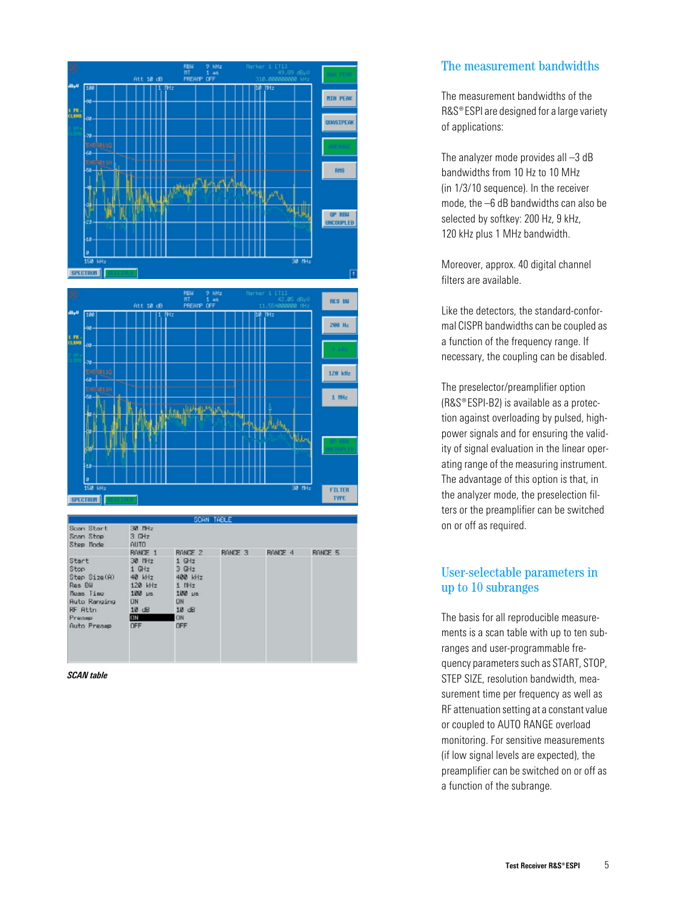SCAN table

## The measurement bandwidths

The measurement bandwidths of the R&S® ESPI are designed for a large variety of applications:

The analyzer mode provides all –3 dB bandwidths from 10 Hz to 10 MHz (in 1/3/10 sequence). In the receiver mode, the –6 dB bandwidths can also be selected by softkey: 200 Hz, 9 kHz, 120 kHz plus 1 MHz bandwidth.

Moreover, approx. 40 digital channel filters are available.

Like the detectors, the standard-conformal CISPR bandwidths can be coupled as a function of the frequency range. If necessary, the coupling can be disabled.

The preselector/preamplifier option (R&S® ESPI-B2) is available as a protection against overloading by pulsed, high-power signals and for ensuring the validity of signal evaluation in the linear operating range of the measuring instrument. The advantage of this option is that, in the analyzer mode, the preselection filters or the preamplifier can be switched on or off as required.

## User-selectable parameters in up to 10 subranges

The basis for all reproducible measurements is a scan table with up to ten subranges and user-programmable frequency parameters such as START, STOP, STEP SIZE, resolution bandwidth, measurement time per frequency as well as RF attenuation setting at a constant value or coupled to AUTO RANGE overload monitoring. For sensitive measurements (if low signal levels are expected), the preamplifier can be switched on or off as a function of the subrange.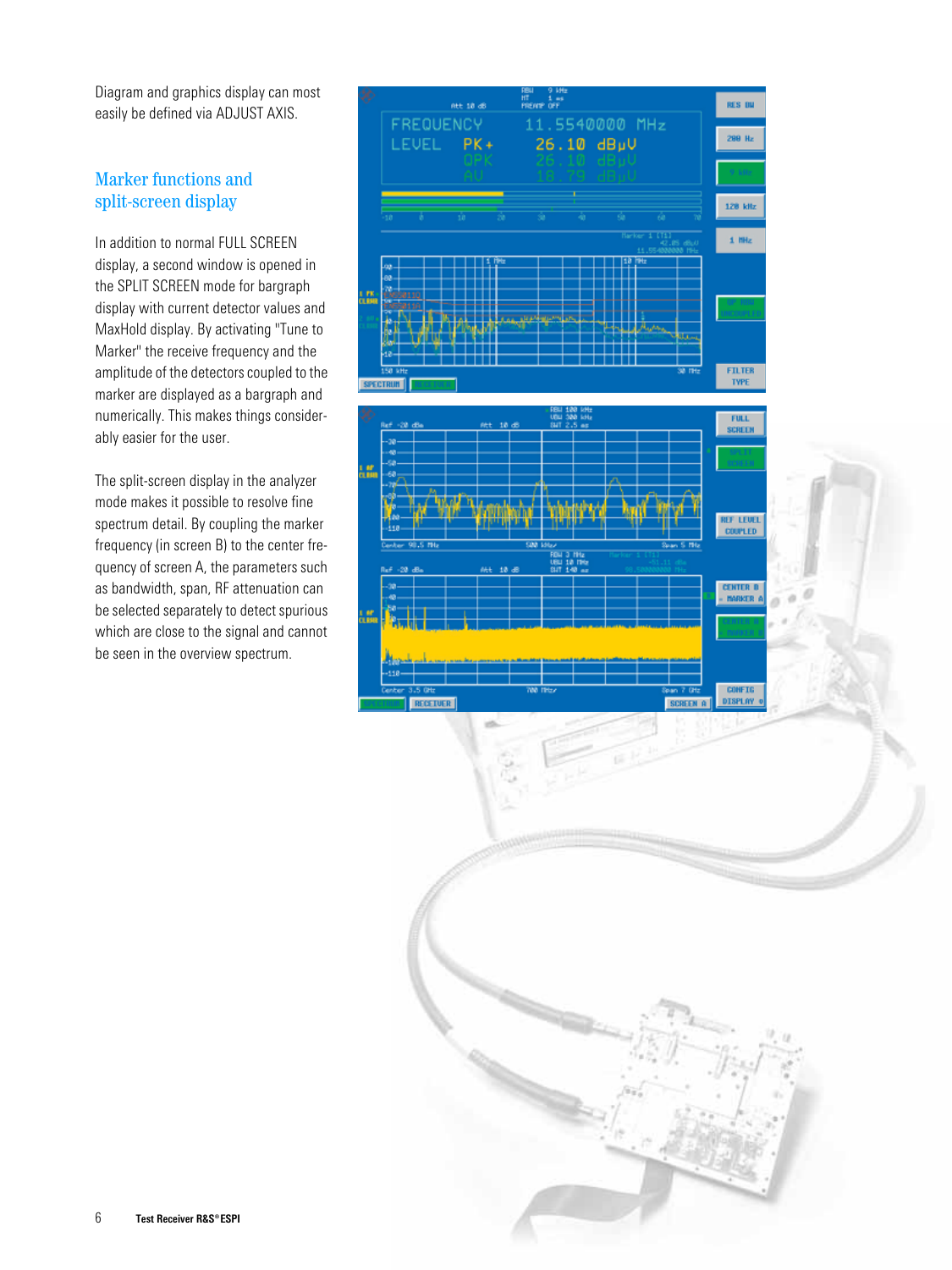Diagram and graphics display can most easily be defined via ADJUST AXIS.

## Marker functions and split-screen display

In addition to normal FULL SCREEN display, a second window is opened in the SPLIT SCREEN mode for bargraph display with current detector values and MaxHold display. By activating "Tune to Marker" the receive frequency and the amplitude of the detectors coupled to the marker are displayed as a bargraph and numerically. This makes things considerably easier for the user.

The split-screen display in the analyzer mode makes it possible to resolve fine spectrum detail. By coupling the marker frequency (in screen B) to the center frequency of screen A, the parameters such as bandwidth, span, RF attenuation can be selected separately to detect spurious which are close to the signal and cannot be seen in the overview spectrum.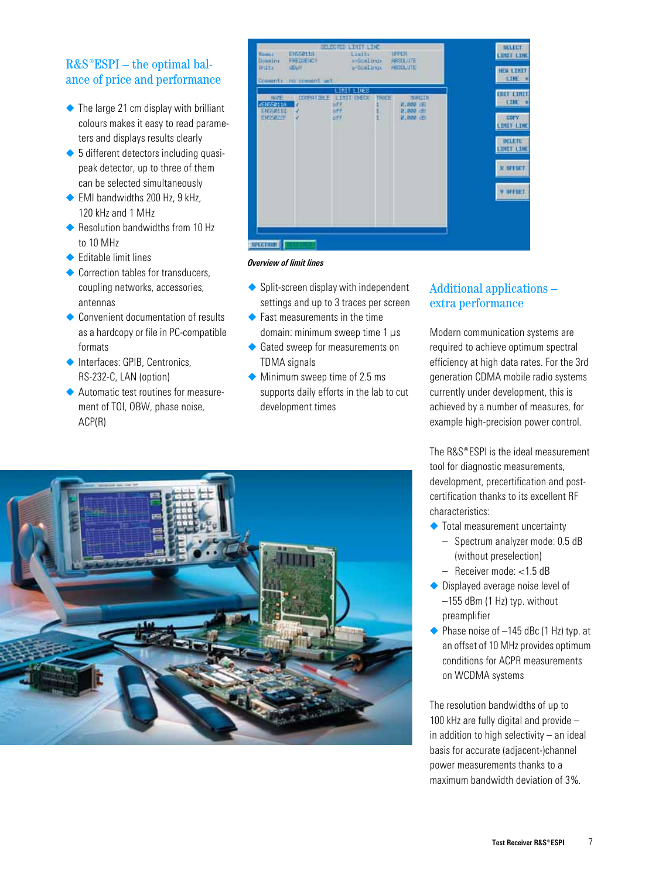## R&S®ESPI – the optimal balance of price and performance

- The large 21 cm display with brilliant colours makes it easy to read parameters and displays results clearly
- 5 different detectors including quasi-peak detector, up to three of them can be selected simultaneously
- EMI bandwidths 200 Hz, 9 kHz, 120 kHz and 1 MHz
- Resolution bandwidths from 10 Hz to 10 MHz
- Editable limit lines
- Correction tables for transducers, coupling networks, accessories, antennas
- Convenient documentation of results as a hardcopy or file in PC-compatible formats
- Interfaces: GPIB, Centronics, RS-232-C, LAN (option)
- Automatic test routines for measurement of TOI, OBW, phase noise, ACP(R)

*Overview of limit lines*

- Split-screen display with independent settings and up to 3 traces per screen
- Fast measurements in the time domain: minimum sweep time 1 µs
- Gated sweep for measurements on TDMA signals
- Minimum sweep time of 2.5 ms supports daily efforts in the lab to cut development times

## Additional applications – extra performance

Modern communication systems are required to achieve optimum spectral efficiency at high data rates. For the 3rd generation CDMA mobile radio systems currently under development, this is achieved by a number of measures, for example high-precision power control.

The R&S®ESPI is the ideal measurement tool for diagnostic measurements, development, precertification and post-certification thanks to its excellent RF characteristics:

- Total measurement uncertainty
  - Spectrum analyzer mode: 0.5 dB (without preselection)
  - Receiver mode: <1.5 dB
- Displayed average noise level of –155 dBm (1 Hz) typ. without preamplifier
- Phase noise of –145 dBc (1 Hz) typ. at an offset of 10 MHz provides optimum conditions for ACPR measurements on WCDMA systems

The resolution bandwidths of up to 100 kHz are fully digital and provide – in addition to high selectivity – an ideal basis for accurate (adjacent-)channel power measurements thanks to a maximum bandwidth deviation of 3%.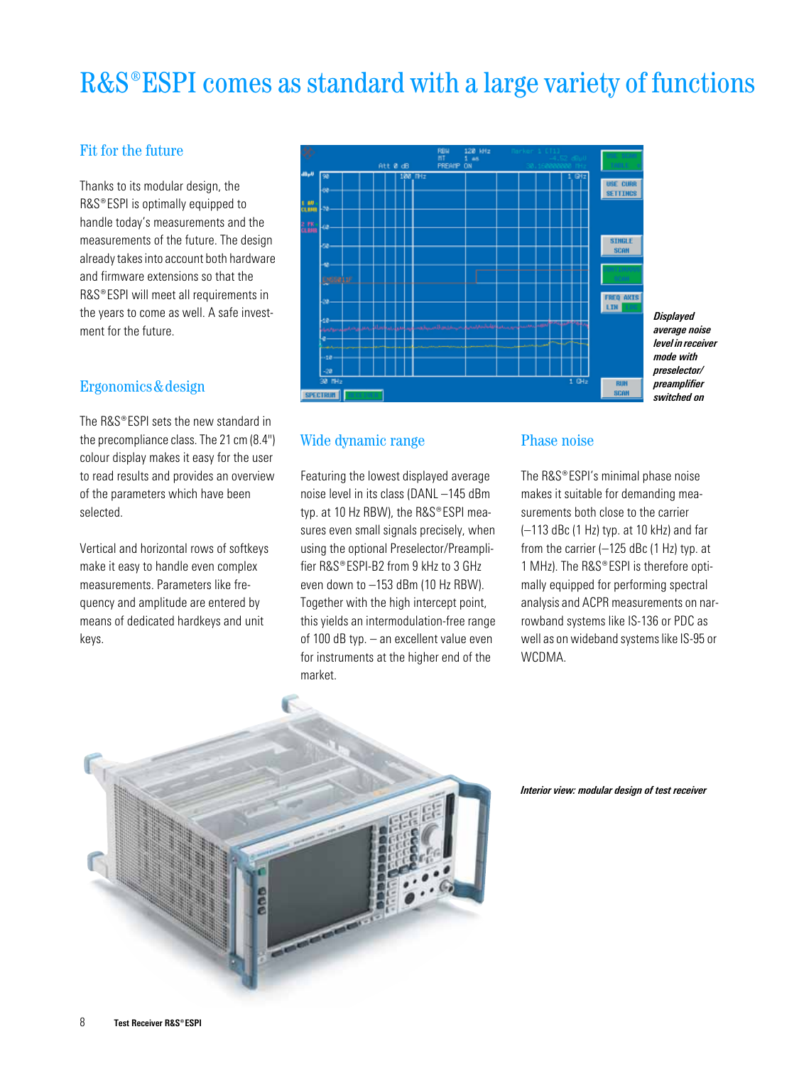# R&S®ESPI comes as standard with a large variety of functions

## Fit for the future

Thanks to its modular design, the R&S®ESPI is optimally equipped to handle today's measurements and the measurements of the future. The design already takes into account both hardware and firmware extensions so that the R&S®ESPI will meet all requirements in the years to come as well. A safe investment for the future.

## Ergonomics & design

The R&S®ESPI sets the new standard in the precompliance class. The 21 cm (8.4") colour display makes it easy for the user to read results and provides an overview of the parameters which have been selected.

Vertical and horizontal rows of softkeys make it easy to handle even complex measurements. Parameters like frequency and amplitude are entered by means of dedicated hardkeys and unit keys.

*Displayed average noise level in receiver mode with preselector/ preamplifier switched on*

## Wide dynamic range

Featuring the lowest displayed average noise level in its class (DANL –145 dBm typ. at 10 Hz RBW), the R&S®ESPI measures even small signals precisely, when using the optional Preselector/Preamplifier R&S®ESPI-B2 from 9 kHz to 3 GHz even down to –153 dBm (10 Hz RBW). Together with the high intercept point, this yields an intermodulation-free range of 100 dB typ. – an excellent value even for instruments at the higher end of the market.

## Phase noise

The R&S®ESPI's minimal phase noise makes it suitable for demanding measurements both close to the carrier (–113 dBc (1 Hz) typ. at 10 kHz) and far from the carrier (–125 dBc (1 Hz) typ. at 1 MHz). The R&S®ESPI is therefore optimally equipped for performing spectral analysis and ACPR measurements on narrowband systems like IS-136 or PDC as well as on wideband systems like IS-95 or WCDMA.

*Interior view: modular design of test receiver*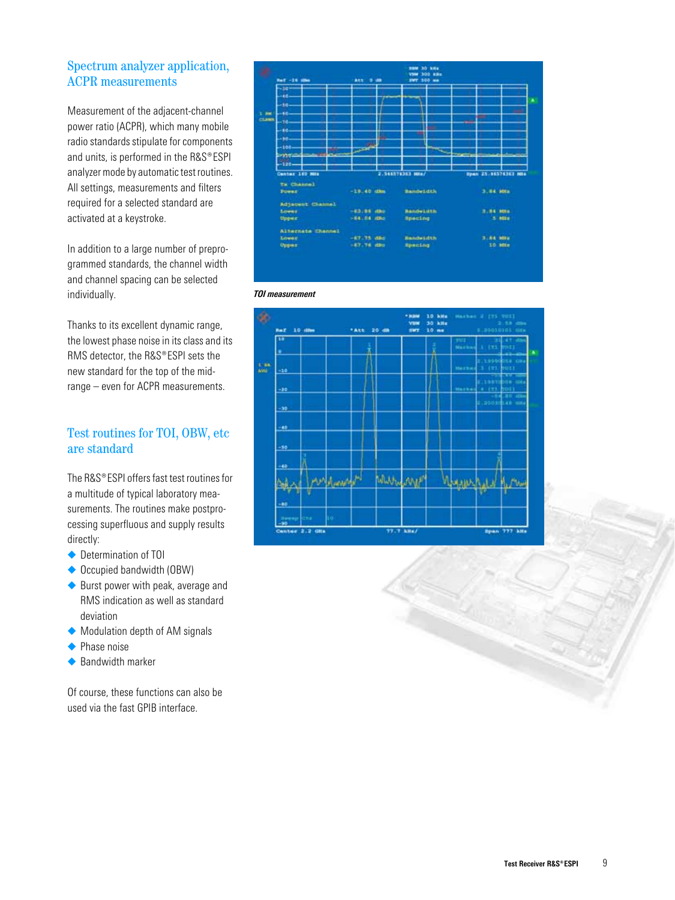## Spectrum analyzer application, ACPR measurements

Measurement of the adjacent-channel power ratio (ACPR), which many mobile radio standards stipulate for components and units, is performed in the R&S® ESPI analyzer mode by automatic test routines. All settings, measurements and filters required for a selected standard are activated at a keystroke.

In addition to a large number of preprogrammed standards, the channel width and channel spacing can be selected individually.

Thanks to its excellent dynamic range, the lowest phase noise in its class and its RMS detector, the R&S® ESPI sets the new standard for the top of the mid-range – even for ACPR measurements.

## Test routines for TOI, OBW, etc are standard

The R&S® ESPI offers fast test routines for a multitude of typical laboratory measurements. The routines make postprocessing superfluous and supply results directly:

- Determination of TOI
- Occupied bandwidth (OBW)
- Burst power with peak, average and RMS indication as well as standard deviation
- Modulation depth of AM signals
- Phase noise
- Bandwidth marker

Of course, these functions can also be used via the fast GPIB interface.

*TOI measurement*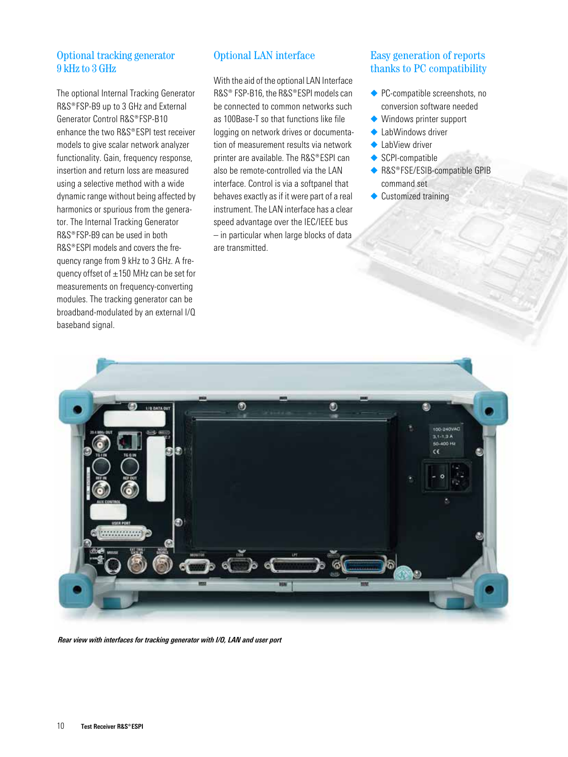## Optional tracking generator 9 kHz to 3 GHz

The optional Internal Tracking Generator R&S®FSP-B9 up to 3 GHz and External Generator Control R&S®FSP-B10 enhance the two R&S®ESPI test receiver models to give scalar network analyzer functionality. Gain, frequency response, insertion and return loss are measured using a selective method with a wide dynamic range without being affected by harmonics or spurious from the generator. The Internal Tracking Generator R&S®FSP-B9 can be used in both R&S®ESPI models and covers the frequency range from 9 kHz to 3 GHz. A frequency offset of ±150 MHz can be set for measurements on frequency-converting modules. The tracking generator can be broadband-modulated by an external I/Q baseband signal.

## Optional LAN interface

With the aid of the optional LAN Interface R&S® FSP-B16, the R&S®ESPI models can be connected to common networks such as 100Base-T so that functions like file logging on network drives or documentation of measurement results via network printer are available. The R&S®ESPI can also be remote-controlled via the LAN interface. Control is via a softpanel that behaves exactly as if it were part of a real instrument. The LAN interface has a clear speed advantage over the IEC/IEEE bus – in particular when large blocks of data are transmitted.

## Easy generation of reports thanks to PC compatibility

- PC-compatible screenshots, no conversion software needed
- Windows printer support
- LabWindows driver
- LabView driver
- SCPI-compatible
- R&S®FSE/ESIB-compatible GPIB command set
- Customized training

*Rear view with interfaces for tracking generator with I/O, LAN and user port*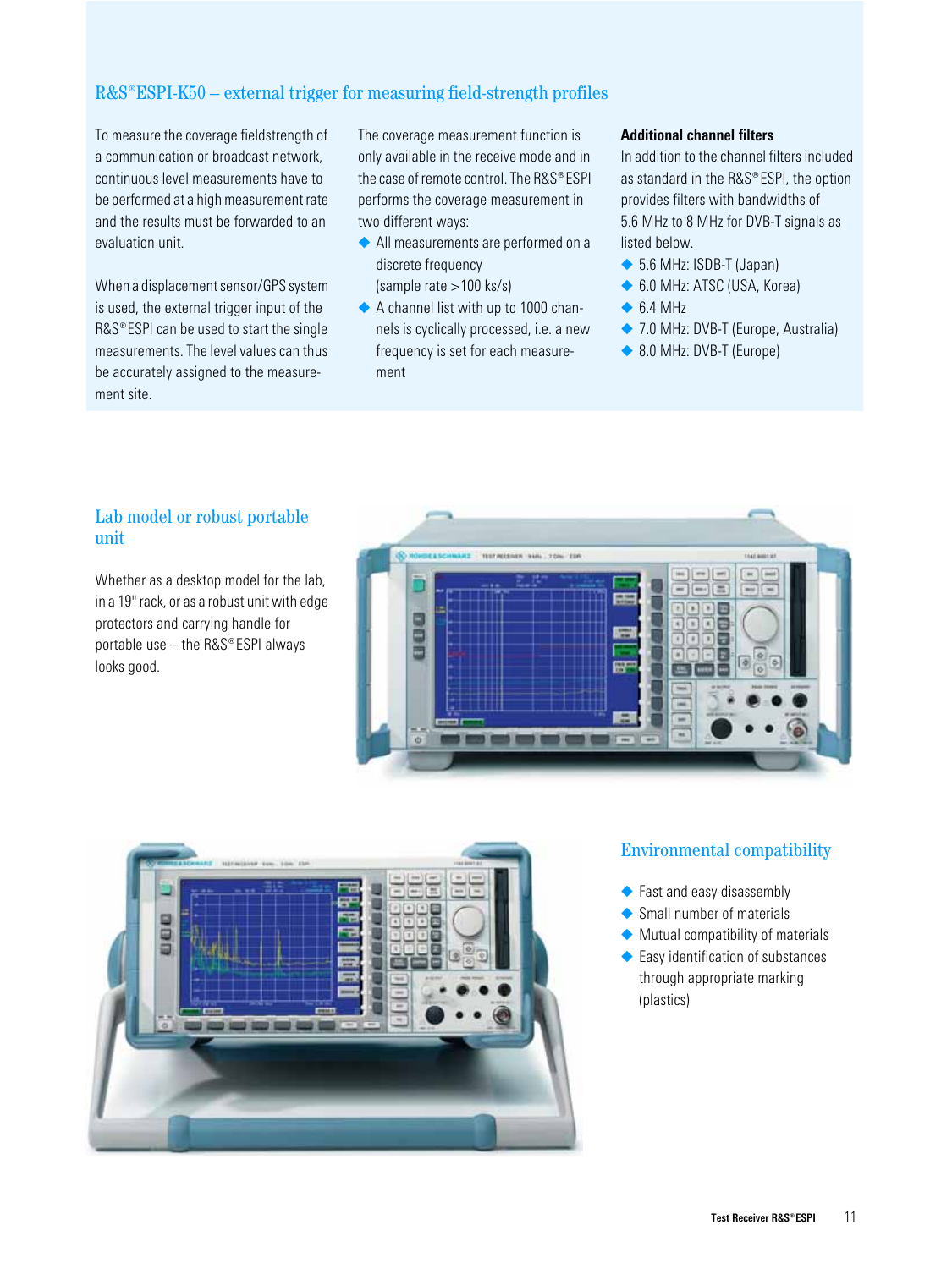## R&S®ESPI-K50 – external trigger for measuring field-strength profiles

To measure the coverage fieldstrength of a communication or broadcast network, continuous level measurements have to be performed at a high measurement rate and the results must be forwarded to an evaluation unit.

When a displacement sensor/GPS system is used, the external trigger input of the R&S®ESPI can be used to start the single measurements. The level values can thus be accurately assigned to the measurement site.

The coverage measurement function is only available in the receive mode and in the case of remote control. The R&S®ESPI performs the coverage measurement in two different ways:

- All measurements are performed on a discrete frequency (sample rate >100 ks/s)
- A channel list with up to 1000 channels is cyclically processed, i.e. a new frequency is set for each measurement

**Additional channel filters**

In addition to the channel filters included as standard in the R&S®ESPI, the option provides filters with bandwidths of 5.6 MHz to 8 MHz for DVB-T signals as listed below.

- 5.6 MHz: ISDB-T (Japan)
- 6.0 MHz: ATSC (USA, Korea)
- 6.4 MHz
- 7.0 MHz: DVB-T (Europe, Australia)
- 8.0 MHz: DVB-T (Europe)

## Lab model or robust portable unit

Whether as a desktop model for the lab, in a 19" rack, or as a robust unit with edge protectors and carrying handle for portable use – the R&S®ESPI always looks good.

## Environmental compatibility

- Fast and easy disassembly
- Small number of materials
- Mutual compatibility of materials
- Easy identification of substances through appropriate marking (plastics)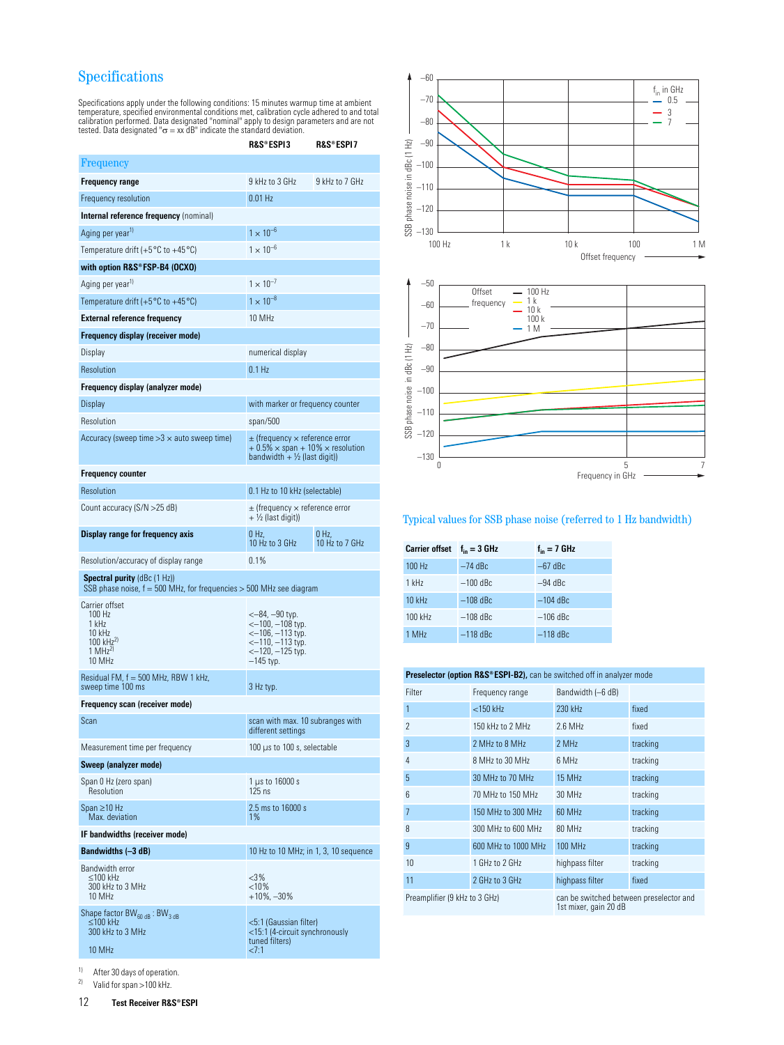## Specifications

Specifications apply under the following conditions: 15 minutes warmup time at ambient temperature, specified environmental conditions met, calibration cycle adhered to and total calibration performed. Data designated "nominal" apply to design parameters and are not tested. Data designated "σ = xx dB" indicate the standard deviation.

| | R&S®ESPI3 | R&S®ESPI7 |
|---|---|---|
| **Frequency** | | |
| **Frequency range** | 9 kHz to 3 GHz | 9 kHz to 7 GHz |
| Frequency resolution | 0.01 Hz | |
| **Internal reference frequency** (nominal) | | |
| Aging per year[1] | $1 \times 10^{-6}$ | |
| Temperature drift (+5 °C to +45 °C) | $1 \times 10^{-6}$ | |
| **with option R&S®FSP-B4 (OCXO)** | | |
| Aging per year[1] | $1 \times 10^{-7}$ | |
| Temperature drift (+5 °C to +45 °C) | $1 \times 10^{-8}$ | |
| **External reference frequency** | 10 MHz | |
| **Frequency display (receiver mode)** | | |
| Display | numerical display | |
| Resolution | 0.1 Hz | |
| **Frequency display (analyzer mode)** | | |
| Display | with marker or frequency counter | |
| Resolution | span/500 | |
| Accuracy (sweep time >3 × auto sweep time) | ± (frequency × reference error + 0.5% × span + 10% × resolution bandwidth + ½ (last digit)) | |
| **Frequency counter** | | |
| Resolution | 0.1 Hz to 10 kHz (selectable) | |
| Count accuracy (S/N >25 dB) | ± (frequency × reference error + ½ (last digit)) | |
| **Display range for frequency axis** | 0 Hz, 10 Hz to 3 GHz | 0 Hz, 10 Hz to 7 GHz |
| Resolution/accuracy of display range | 0.1% | |
| **Spectral purity** (dBc (1 Hz)) SSB phase noise, f = 500 MHz, for frequencies > 500 MHz see diagram | | |
| Carrier offset<br>100 Hz<br>1 kHz<br>10 kHz<br>100 kHz[2]<br>1 MHz[2]<br>10 MHz | <–84, –90 typ.<br><–100, –108 typ.<br><–106, –113 typ.<br><–110, –113 typ.<br><–120, –125 typ.<br>–145 typ. | |
| Residual FM, f = 500 MHz, RBW 1 kHz, sweep time 100 ms | 3 Hz typ. | |
| **Frequency scan (receiver mode)** | | |
| Scan | scan with max. 10 subranges with different settings | |
| Measurement time per frequency | 100 µs to 100 s, selectable | |
| **Sweep (analyzer mode)** | | |
| Span 0 Hz (zero span)<br>Resolution | 1 µs to 16000 s<br>125 ns | |
| Span ≥10 Hz<br>Max. deviation | 2.5 ms to 16000 s<br>1% | |
| **IF bandwidths (receiver mode)** | | |
| **Bandwidths (–3 dB)** | 10 Hz to 10 MHz; in 1, 3, 10 sequence | |
| Bandwidth error<br>≤100 kHz<br>300 kHz to 3 MHz<br>10 MHz | <3%<br><10%<br>+10%, –30% | |
| Shape factor $BW_{60\ dB} : BW_{3\ dB}$<br>≤100 kHz<br>300 kHz to 3 MHz<br>10 MHz | <5:1 (Gaussian filter)<br><15:1 (4-circuit synchronously tuned filters)<br><7:1 | |

[1] After 30 days of operation.
[2] Valid for span >100 kHz.

### Typical values for SSB phase noise (referred to 1 Hz bandwidth)

| Carrier offset | $f_{in}$ = 3 GHz | $f_{in}$ = 7 GHz |
|---|---|---|
| 100 Hz | –74 dBc | –67 dBc |
| 1 kHz | –100 dBc | –94 dBc |
| 10 kHz | –108 dBc | –104 dBc |
| 100 kHz | –108 dBc | –106 dBc |
| 1 MHz | –118 dBc | –118 dBc |

| **Preselector (option R&S®ESPI-B2),** can be switched off in analyzer mode | | | |
|---|---|---|---|
| Filter | Frequency range | Bandwidth (–6 dB) | |
| 1 | <150 kHz | 230 kHz | fixed |
| 2 | 150 kHz to 2 MHz | 2.6 MHz | fixed |
| 3 | 2 MHz to 8 MHz | 2 MHz | tracking |
| 4 | 8 MHz to 30 MHz | 6 MHz | tracking |
| 5 | 30 MHz to 70 MHz | 15 MHz | tracking |
| 6 | 70 MHz to 150 MHz | 30 MHz | tracking |
| 7 | 150 MHz to 300 MHz | 60 MHz | tracking |
| 8 | 300 MHz to 600 MHz | 80 MHz | tracking |
| 9 | 600 MHz to 1000 MHz | 100 MHz | tracking |
| 10 | 1 GHz to 2 GHz | highpass filter | tracking |
| 11 | 2 GHz to 3 GHz | highpass filter | fixed |
| Preamplifier (9 kHz to 3 GHz) | | can be switched between preselector and 1st mixer, gain 20 dB | |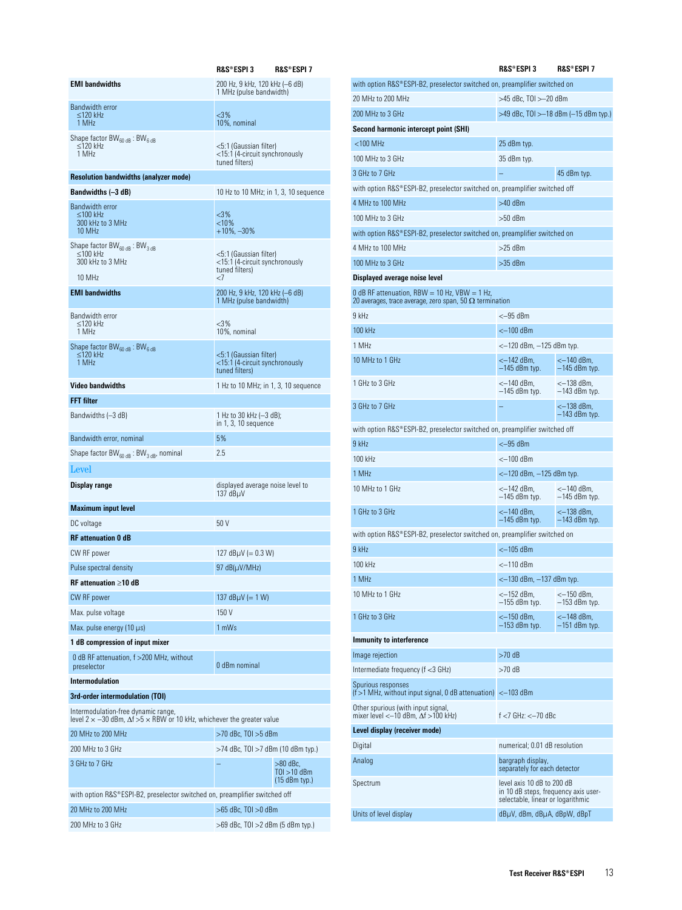| | R&S®ESPI 3 | R&S®ESPI 7 |
|---|---|---|
| **EMI bandwidths** | 200 Hz, 9 kHz, 120 kHz (–6 dB)<br>1 MHz (pulse bandwidth) | |
| Bandwidth error<br>≤120 kHz<br>1 MHz | <3%<br>10%, nominal | |
| Shape factor $BW_{60\,dB} : BW_{6\,dB}$<br>≤120 kHz<br>1 MHz | <5:1 (Gaussian filter)<br><15:1 (4-circuit synchronously tuned filters) | |
| **Resolution bandwidths (analyzer mode)** | | |
| **Bandwidths (–3 dB)** | 10 Hz to 10 MHz; in 1, 3, 10 sequence | |
| Bandwidth error<br>≤100 kHz<br>300 kHz to 3 MHz<br>10 MHz | <3%<br><10%<br>+10%, –30% | |
| Shape factor $BW_{60\,dB} : BW_{3\,dB}$<br>≤100 kHz<br>300 kHz to 3 MHz<br>10 MHz | <5:1 (Gaussian filter)<br><15:1 (4-circuit synchronously tuned filters)<br><7 | |
| **EMI bandwidths** | 200 Hz, 9 kHz, 120 kHz (–6 dB)<br>1 MHz (pulse bandwidth) | |
| Bandwidth error<br>≤120 kHz<br>1 MHz | <3%<br>10%, nominal | |
| Shape factor $BW_{60\,dB} : BW_{6\,dB}$<br>≤120 kHz<br>1 MHz | <5:1 (Gaussian filter)<br><15:1 (4-circuit synchronously tuned filters) | |
| **Video bandwidths** | 1 Hz to 10 MHz; in 1, 3, 10 sequence | |
| **FFT filter** | | |
| Bandwidths (–3 dB) | 1 Hz to 30 kHz (–3 dB);<br>in 1, 3, 10 sequence | |
| Bandwidth error, nominal | 5% | |
| Shape factor $BW_{60\,dB} : BW_{3\,dB}$, nominal | 2.5 | |

## Level

| | R&S®ESPI 3 | R&S®ESPI 7 |
|---|---|---|
| **Display range** | displayed average noise level to 137 dBμV | |
| **Maximum input level** | | |
| DC voltage | 50 V | |
| **RF attenuation 0 dB** | | |
| CW RF power | 127 dBμV (= 0.3 W) | |
| Pulse spectral density | 97 dB(μV/MHz) | |
| **RF attenuation ≥10 dB** | | |
| CW RF power | 137 dBμV (= 1 W) | |
| Max. pulse voltage | 150 V | |
| Max. pulse energy (10 μs) | 1 mWs | |
| **1 dB compression of input mixer** | | |
| 0 dB RF attenuation, f >200 MHz, without preselector | 0 dBm nominal | |
| **Intermodulation** | | |
| **3rd-order intermodulation (TOI)** | | |
| Intermodulation-free dynamic range, level 2 × –30 dBm, Δf >5 × RBW or 10 kHz, whichever the greater value | | |
| 20 MHz to 200 MHz | >70 dBc, TOI >5 dBm | |
| 200 MHz to 3 GHz | >74 dBc, TOI >7 dBm (10 dBm typ.) | |
| 3 GHz to 7 GHz | – | >80 dBc, TOI >10 dBm (15 dBm typ.) |
| with option R&S®ESPI-B2, preselector switched on, preamplifier switched off | | |
| 20 MHz to 200 MHz | >65 dBc, TOI >0 dBm | |
| 200 MHz to 3 GHz | >69 dBc, TOI >2 dBm (5 dBm typ.) | |
| with option R&S®ESPI-B2, preselector switched on, preamplifier switched on | | |
| 20 MHz to 200 MHz | >45 dBc, TOI >–20 dBm | |
| 200 MHz to 3 GHz | >49 dBc, TOI >–18 dBm (–15 dBm typ.) | |
| **Second harmonic intercept point (SHI)** | | |
| <100 MHz | 25 dBm typ. | |
| 100 MHz to 3 GHz | 35 dBm typ. | |
| 3 GHz to 7 GHz | – | 45 dBm typ. |
| with option R&S®ESPI-B2, preselector switched on, preamplifier switched off | | |
| 4 MHz to 100 MHz | >40 dBm | |
| 100 MHz to 3 GHz | >50 dBm | |
| with option R&S®ESPI-B2, preselector switched on, preamplifier switched on | | |
| 4 MHz to 100 MHz | >25 dBm | |
| 100 MHz to 3 GHz | >35 dBm | |
| **Displayed average noise level** | | |
| 0 dB RF attenuation, RBW = 10 Hz, VBW = 1 Hz, 20 averages, trace average, zero span, 50 Ω termination | | |
| 9 kHz | <–95 dBm | |
| 100 kHz | <–100 dBm | |
| 1 MHz | <–120 dBm, –125 dBm typ. | |
| 10 MHz to 1 GHz | <–142 dBm, –145 dBm typ. | <–140 dBm, –145 dBm typ. |
| 1 GHz to 3 GHz | <–140 dBm, –145 dBm typ. | <–138 dBm, –143 dBm typ. |
| 3 GHz to 7 GHz | – | <–138 dBm, –143 dBm typ. |
| with option R&S®ESPI-B2, preselector switched on, preamplifier switched off | | |
| 9 kHz | <–95 dBm | |
| 100 kHz | <–100 dBm | |
| 1 MHz | <–120 dBm, –125 dBm typ. | |
| 10 MHz to 1 GHz | <–142 dBm, –145 dBm typ. | <–140 dBm, –145 dBm typ. |
| 1 GHz to 3 GHz | <–140 dBm, –145 dBm typ. | <–138 dBm, –143 dBm typ. |
| with option R&S®ESPI-B2, preselector switched on, preamplifier switched on | | |
| 9 kHz | <–105 dBm | |
| 100 kHz | <–110 dBm | |
| 1 MHz | <–130 dBm, –137 dBm typ. | |
| 10 MHz to 1 GHz | <–152 dBm, –155 dBm typ. | <–150 dBm, –153 dBm typ. |
| 1 GHz to 3 GHz | <–150 dBm, –153 dBm typ. | <–148 dBm, –151 dBm typ. |
| **Immunity to interference** | | |
| Image rejection | >70 dB | |
| Intermediate frequency (f <3 GHz) | >70 dB | |
| Spurious responses (f >1 MHz, without input signal, 0 dB attenuation) | <–103 dBm | |
| Other spurious (with input signal, mixer level <–10 dBm, Δf >100 kHz) | f <7 GHz: <–70 dBc | |
| **Level display (receiver mode)** | | |
| Digital | numerical; 0.01 dB resolution | |
| Analog | bargraph display, separately for each detector | |
| Spectrum | level axis 10 dB to 200 dB in 10 dB steps, frequency axis user-selectable, linear or logarithmic | |
| Units of level display | dBμV, dBm, dBμA, dBpW, dBpT | |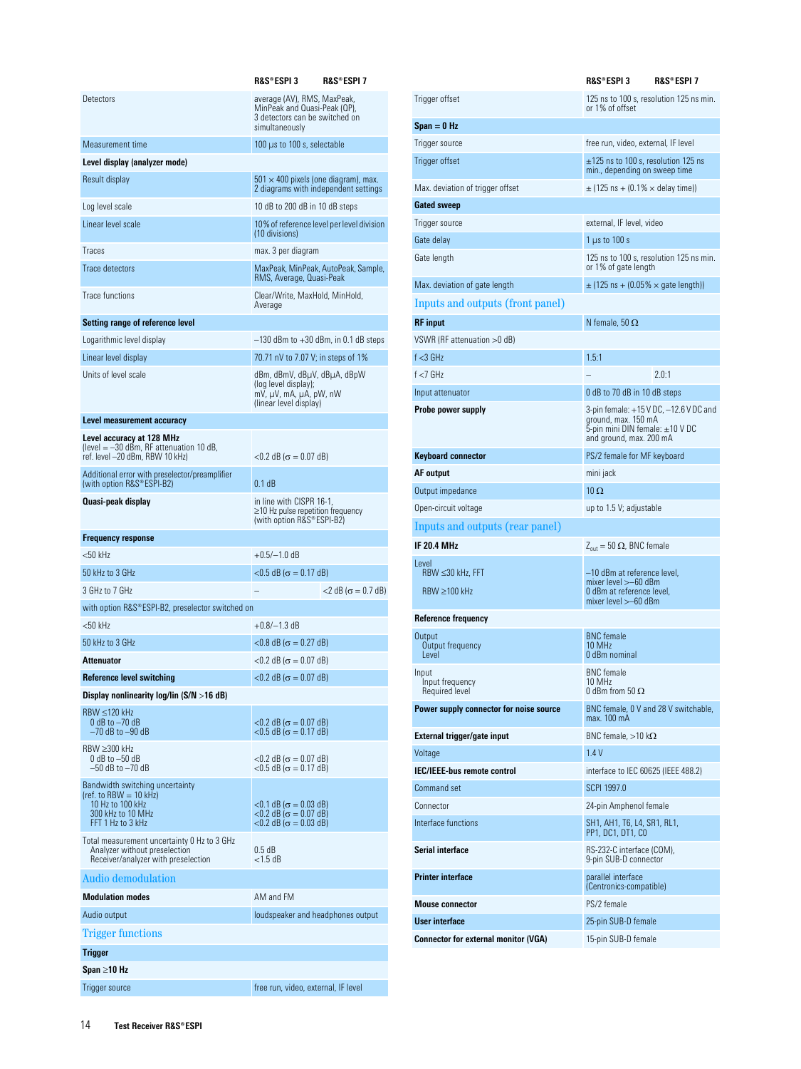| | R&S®ESPI 3 | R&S®ESPI 7 |
|---|---|---|
| Detectors | average (AV), RMS, MaxPeak, MinPeak and Quasi-Peak (QP), 3 detectors can be switched on simultaneously | |
| Measurement time | 100 µs to 100 s, selectable | |
| **Level display (analyzer mode)** | | |
| Result display | 501 × 400 pixels (one diagram), max. 2 diagrams with independent settings | |
| Log level scale | 10 dB to 200 dB in 10 dB steps | |
| Linear level scale | 10% of reference level per level division (10 divisions) | |
| Traces | max. 3 per diagram | |
| Trace detectors | MaxPeak, MinPeak, AutoPeak, Sample, RMS, Average, Quasi-Peak | |
| Trace functions | Clear/Write, MaxHold, MinHold, Average | |
| **Setting range of reference level** | | |
| Logarithmic level display | –130 dBm to +30 dBm, in 0.1 dB steps | |
| Linear level display | 70.71 nV to 7.07 V; in steps of 1% | |
| Units of level scale | dBm, dBmV, dBµV, dBµA, dBpW (log level display); mV, µV, mA, µA, pW, nW (linear level display) | |
| **Level measurement accuracy** | | |
| **Level accuracy at 128 MHz** (level = –30 dBm, RF attenuation 10 dB, ref. level –20 dBm, RBW 10 kHz) | <0.2 dB (σ = 0.07 dB) | |
| Additional error with preselector/preamplifier (with option R&S®ESPI-B2) | 0.1 dB | |
| **Quasi-peak display** | in line with CISPR 16-1, ≥10 Hz pulse repetition frequency (with option R&S®ESPI-B2) | |
| **Frequency response** | | |
| <50 kHz | +0.5/–1.0 dB | |
| 50 kHz to 3 GHz | <0.5 dB (σ = 0.17 dB) | |
| 3 GHz to 7 GHz | – | <2 dB (σ = 0.7 dB) |
| with option R&S®ESPI-B2, preselector switched on | | |
| <50 kHz | +0.8/–1.3 dB | |
| 50 kHz to 3 GHz | <0.8 dB (σ = 0.27 dB) | |
| **Attenuator** | <0.2 dB (σ = 0.07 dB) | |
| **Reference level switching** | <0.2 dB (σ = 0.07 dB) | |
| **Display nonlinearity log/lin (S/N >16 dB)** | | |
| RBW ≤120 kHz<br>0 dB to –70 dB<br>–70 dB to –90 dB | <br><0.2 dB (σ = 0.07 dB)<br><0.5 dB (σ = 0.17 dB) | |
| RBW ≥300 kHz<br>0 dB to –50 dB<br>–50 dB to –70 dB | <br><0.2 dB (σ = 0.07 dB)<br><0.5 dB (σ = 0.17 dB) | |
| Bandwidth switching uncertainty (ref. to RBW = 10 kHz)<br>10 Hz to 100 kHz<br>300 kHz to 10 MHz<br>FFT 1 Hz to 3 kHz | <br><0.1 dB (σ = 0.03 dB)<br><0.2 dB (σ = 0.07 dB)<br><0.2 dB (σ = 0.03 dB) | |
| Total measurement uncertainty 0 Hz to 3 GHz<br>Analyzer without preselection<br>Receiver/analyzer with preselection | <br>0.5 dB<br><1.5 dB | |

## Audio demodulation

| | | |
|---|---|---|
| **Modulation modes** | AM and FM | |
| Audio output | loudspeaker and headphones output | |

## Trigger functions

| | R&S®ESPI 3 | R&S®ESPI 7 |
|---|---|---|
| **Trigger** | | |
| **Span ≥10 Hz** | | |
| Trigger source | free run, video, external, IF level | |
| Trigger offset | 125 ns to 100 s, resolution 125 ns min. or 1% of offset | |
| **Span = 0 Hz** | | |
| Trigger source | free run, video, external, IF level | |
| Trigger offset | ±125 ns to 100 s, resolution 125 ns min., depending on sweep time | |
| Max. deviation of trigger offset | ± (125 ns + (0.1% × delay time)) | |
| **Gated sweep** | | |
| Trigger source | external, IF level, video | |
| Gate delay | 1 µs to 100 s | |
| Gate length | 125 ns to 100 s, resolution 125 ns min. or 1% of gate length | |
| Max. deviation of gate length | ± (125 ns + (0.05% × gate length)) | |

## Inputs and outputs (front panel)

| | R&S®ESPI 3 | R&S®ESPI 7 |
|---|---|---|
| **RF input** | N female, 50 Ω | |
| VSWR (RF attenuation >0 dB) | | |
| f <3 GHz | 1.5:1 | |
| f <7 GHz | – | 2.0:1 |
| Input attenuator | 0 dB to 70 dB in 10 dB steps | |
| **Probe power supply** | 3-pin female: +15 V DC, –12.6 V DC and ground, max. 150 mA<br>5-pin mini DIN female: ±10 V DC and ground, max. 200 mA | |
| **Keyboard connector** | PS/2 female for MF keyboard | |
| **AF output** | mini jack | |
| Output impedance | 10 Ω | |
| Open-circuit voltage | up to 1.5 V; adjustable | |

## Inputs and outputs (rear panel)

| | | |
|---|---|---|
| **IF 20.4 MHz** | $Z_{out}$ = 50 Ω, BNC female | |
| Level<br>RBW ≤30 kHz, FFT<br>RBW ≥100 kHz | <br>–10 dBm at reference level, mixer level >–60 dBm<br>0 dBm at reference level, mixer level >–60 dBm | |
| **Reference frequency** | | |
| Output<br>Output frequency<br>Level | BNC female<br>10 MHz<br>0 dBm nominal | |
| Input<br>Input frequency<br>Required level | BNC female<br>10 MHz<br>0 dBm from 50 Ω | |
| **Power supply connector for noise source** | BNC female, 0 V and 28 V switchable, max. 100 mA | |
| **External trigger/gate input** | BNC female, >10 kΩ | |
| Voltage | 1.4 V | |
| **IEC/IEEE-bus remote control** | interface to IEC 60625 (IEEE 488.2) | |
| Command set | SCPI 1997.0 | |
| Connector | 24-pin Amphenol female | |
| Interface functions | SH1, AH1, T6, L4, SR1, RL1, PP1, DC1, DT1, C0 | |
| **Serial interface** | RS-232-C interface (COM), 9-pin SUB-D connector | |
| **Printer interface** | parallel interface (Centronics-compatible) | |
| **Mouse connector** | PS/2 female | |
| **User interface** | 25-pin SUB-D female | |
| **Connector for external monitor (VGA)** | 15-pin SUB-D female | |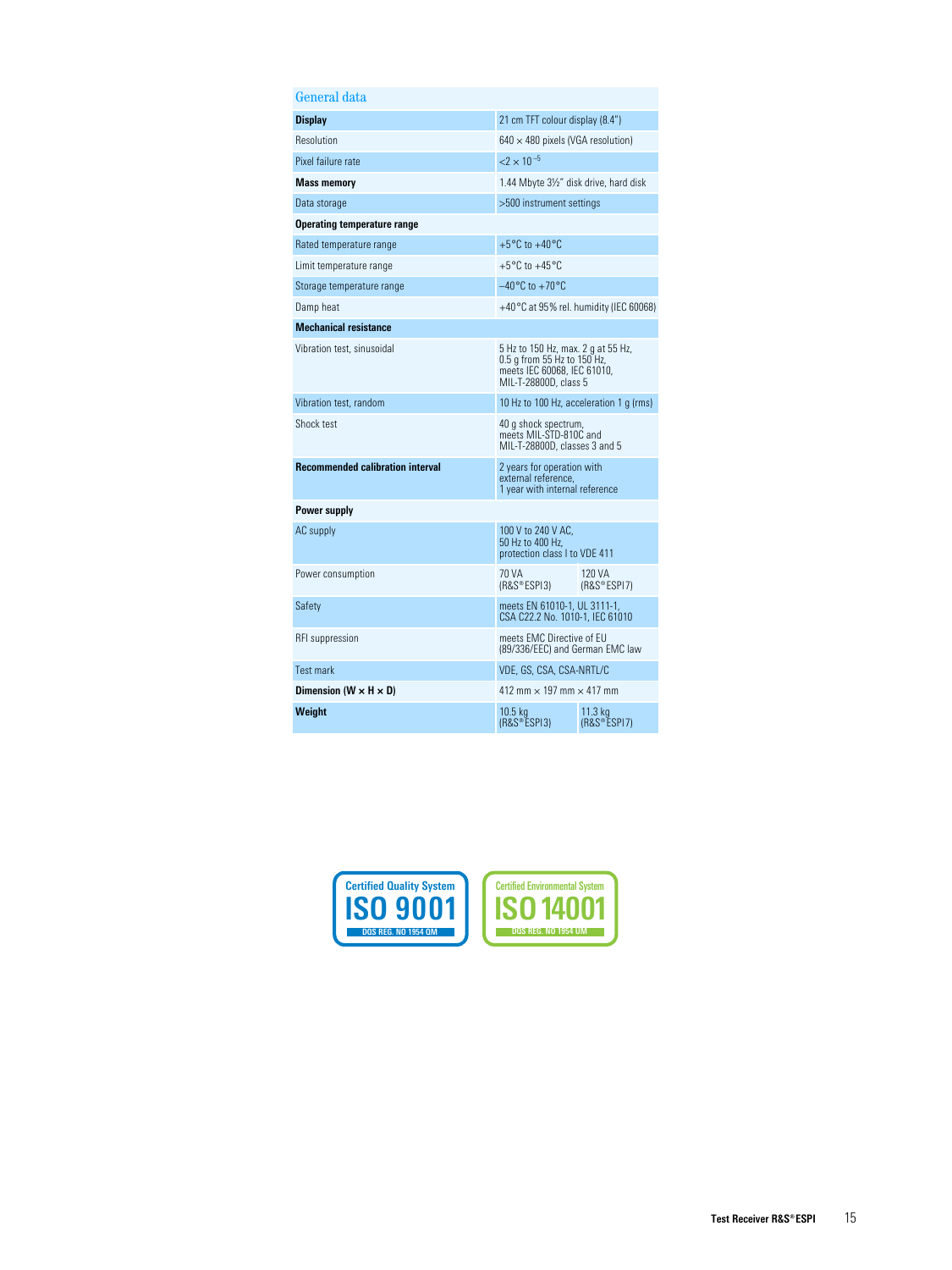## General data

| | | |
|---|---|---|
| **Display** | 21 cm TFT colour display (8.4") | |
| Resolution | 640 × 480 pixels (VGA resolution) | |
| Pixel failure rate | $<2 \times 10^{-5}$ | |
| **Mass memory** | 1.44 Mbyte 3½" disk drive, hard disk | |
| Data storage | >500 instrument settings | |
| **Operating temperature range** | | |
| Rated temperature range | +5°C to +40°C | |
| Limit temperature range | +5°C to +45°C | |
| Storage temperature range | −40°C to +70°C | |
| Damp heat | +40°C at 95% rel. humidity (IEC 60068) | |
| **Mechanical resistance** | | |
| Vibration test, sinusoidal | 5 Hz to 150 Hz, max. 2 g at 55 Hz, 0.5 g from 55 Hz to 150 Hz, meets IEC 60068, IEC 61010, MIL-T-28800D, class 5 | |
| Vibration test, random | 10 Hz to 100 Hz, acceleration 1 g (rms) | |
| Shock test | 40 g shock spectrum, meets MIL-STD-810C and MIL-T-28800D, classes 3 and 5 | |
| **Recommended calibration interval** | 2 years for operation with external reference, 1 year with internal reference | |
| **Power supply** | | |
| AC supply | 100 V to 240 V AC, 50 Hz to 400 Hz, protection class I to VDE 411 | |
| Power consumption | 70 VA (R&S®ESPI3) | 120 VA (R&S®ESPI7) |
| Safety | meets EN 61010-1, UL 3111-1, CSA C22.2 No. 1010-1, IEC 61010 | |
| RFI suppression | meets EMC Directive of EU (89/336/EEC) and German EMC law | |
| Test mark | VDE, GS, CSA, CSA-NRTL/C | |
| **Dimension (W × H × D)** | 412 mm × 197 mm × 417 mm | |
| **Weight** | 10.5 kg (R&S®ESPI3) | 11.3 kg (R&S®ESPI7) |

Certified Quality System ISO 9001 DQS REG. NO 1954 QM

Certified Environmental System ISO 14001 DQS REG. NO 1954 UM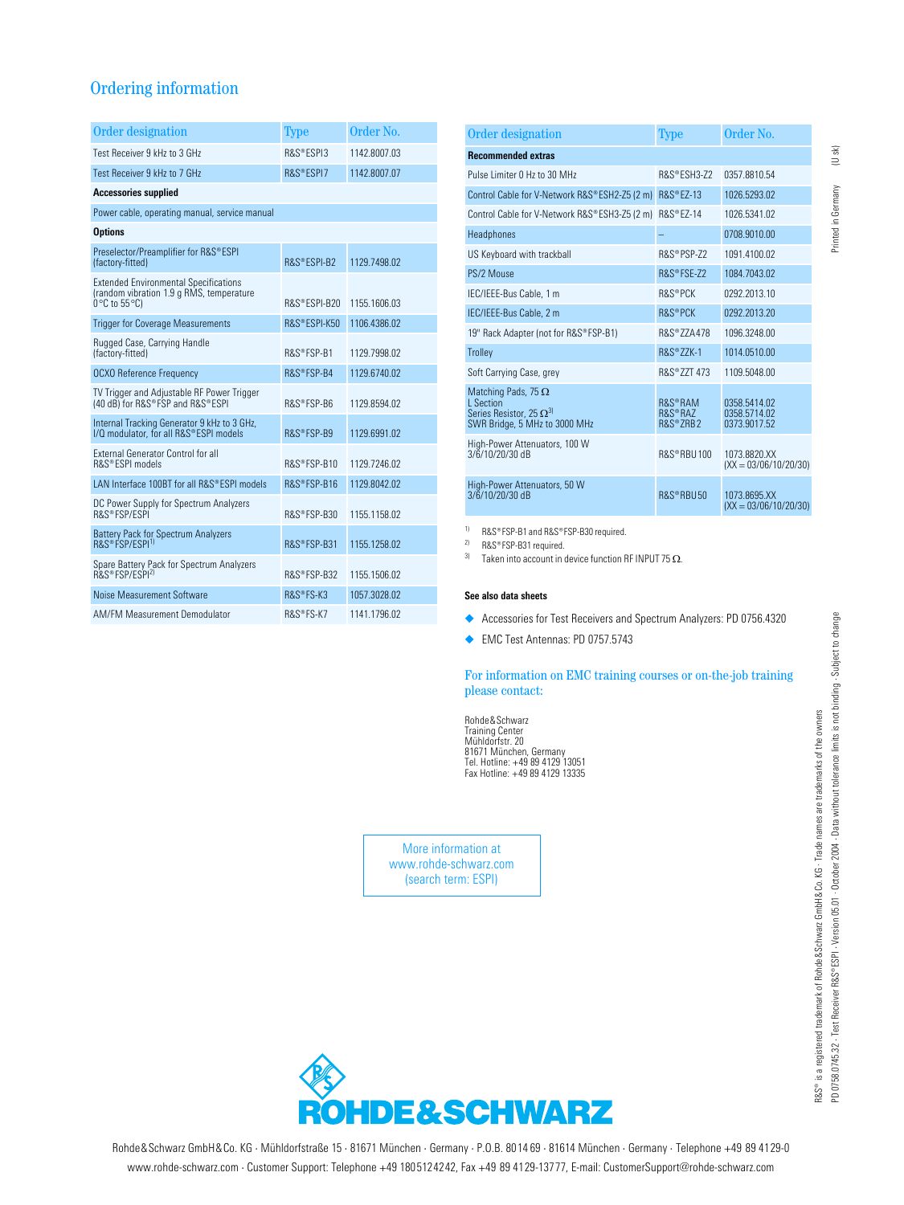## Ordering information

| Order designation | Type | Order No. |
|---|---|---|
| Test Receiver 9 kHz to 3 GHz | R&S®ESPI3 | 1142.8007.03 |
| Test Receiver 9 kHz to 7 GHz | R&S®ESPI7 | 1142.8007.07 |
| **Accessories supplied** | | |
| Power cable, operating manual, service manual | | |
| **Options** | | |
| Preselector/Preamplifier for R&S®ESPI (factory-fitted) | R&S®ESPI-B2 | 1129.7498.02 |
| Extended Environmental Specifications (random vibration 1.9 g RMS, temperature 0 °C to 55 °C) | R&S®ESPI-B20 | 1155.1606.03 |
| Trigger for Coverage Measurements | R&S®ESPI-K50 | 1106.4386.02 |
| Rugged Case, Carrying Handle (factory-fitted) | R&S®FSP-B1 | 1129.7998.02 |
| OCXO Reference Frequency | R&S®FSP-B4 | 1129.6740.02 |
| TV Trigger and Adjustable RF Power Trigger (40 dB) for R&S®FSP and R&S®ESPI | R&S®FSP-B6 | 1129.8594.02 |
| Internal Tracking Generator 9 kHz to 3 GHz, I/Q modulator, for all R&S®ESPI models | R&S®FSP-B9 | 1129.6991.02 |
| External Generator Control for all R&S®ESPI models | R&S®FSP-B10 | 1129.7246.02 |
| LAN Interface 100BT for all R&S®ESPI models | R&S®FSP-B16 | 1129.8042.02 |
| DC Power Supply for Spectrum Analyzers R&S®FSP/ESPI | R&S®FSP-B30 | 1155.1158.02 |
| Battery Pack for Spectrum Analyzers R&S®FSP/ESPI[1] | R&S®FSP-B31 | 1155.1258.02 |
| Spare Battery Pack for Spectrum Analyzers R&S®FSP/ESPI[2] | R&S®FSP-B32 | 1155.1506.02 |
| Noise Measurement Software | R&S®FS-K3 | 1057.3028.02 |
| AM/FM Measurement Demodulator | R&S®FS-K7 | 1141.1796.02 |

| Order designation | Type | Order No. |
|---|---|---|
| **Recommended extras** | | |
| Pulse Limiter 0 Hz to 30 MHz | R&S®ESH3-Z2 | 0357.8810.54 |
| Control Cable for V-Network R&S®ESH2-Z5 (2 m) | R&S®EZ-13 | 1026.5293.02 |
| Control Cable for V-Network R&S®ESH3-Z5 (2 m) | R&S®EZ-14 | 1026.5341.02 |
| Headphones | – | 0708.9010.00 |
| US Keyboard with trackball | R&S®PSP-Z2 | 1091.4100.02 |
| PS/2 Mouse | R&S®FSE-Z2 | 1084.7043.02 |
| IEC/IEEE-Bus Cable, 1 m | R&S®PCK | 0292.2013.10 |
| IEC/IEEE-Bus Cable, 2 m | R&S®PCK | 0292.2013.20 |
| 19" Rack Adapter (not for R&S®FSP-B1) | R&S®ZZA478 | 1096.3248.00 |
| Trolley | R&S®ZZK-1 | 1014.0510.00 |
| Soft Carrying Case, grey | R&S®ZZT 473 | 1109.5048.00 |
| Matching Pads, 75 Ω<br>L Section<br>Series Resistor, 25 Ω[3]<br>SWR Bridge, 5 MHz to 3000 MHz | R&S®RAM<br>R&S®RAZ<br>R&S®ZRB2 | 0358.5414.02<br>0358.5714.02<br>0373.9017.52 |
| High-Power Attenuators, 100 W 3/6/10/20/30 dB | R&S®RBU100 | 1073.8820.XX (XX = 03/06/10/20/30) |
| High-Power Attenuators, 50 W 3/6/10/20/30 dB | R&S®RBU50 | 1073.8695.XX (XX = 03/06/10/20/30) |

1) R&S®FSP-B1 and R&S®FSP-B30 required.
2) R&S®FSP-B31 required.
3) Taken into account in device function RF INPUT 75 Ω.

**See also data sheets**

- Accessories for Test Receivers and Spectrum Analyzers: PD 0756.4320
- EMC Test Antennas: PD 0757.5743

For information on EMC training courses or on-the-job training please contact:

Rohde&Schwarz
Training Center
Mühldorfstr. 20
81671 München, Germany
Tel. Hotline: +49 89 4129 13051
Fax Hotline: +49 89 4129 13335

More information at
www.rohde-schwarz.com
(search term: ESPI)

ROHDE&SCHWARZ

R&S® is a registered trademark of Rohde&Schwarz GmbH&Co. KG · Trade names are trademarks of the owners
PD 0758.0745.32 · Test Receiver R&S®ESPI · Version 05.01 · October 2004 · Data without tolerance limits is not binding · Subject to change
Printed in Germany (U sk)

Rohde&Schwarz GmbH&Co. KG · Mühldorfstraße 15 · 81671 München · Germany · P.O.B. 80 14 69 · 81614 München · Germany · Telephone +49 89 4129-0
www.rohde-schwarz.com · Customer Support: Telephone +49 1805124242, Fax +49 89 4129-13777, E-mail: CustomerSupport@rohde-schwarz.com